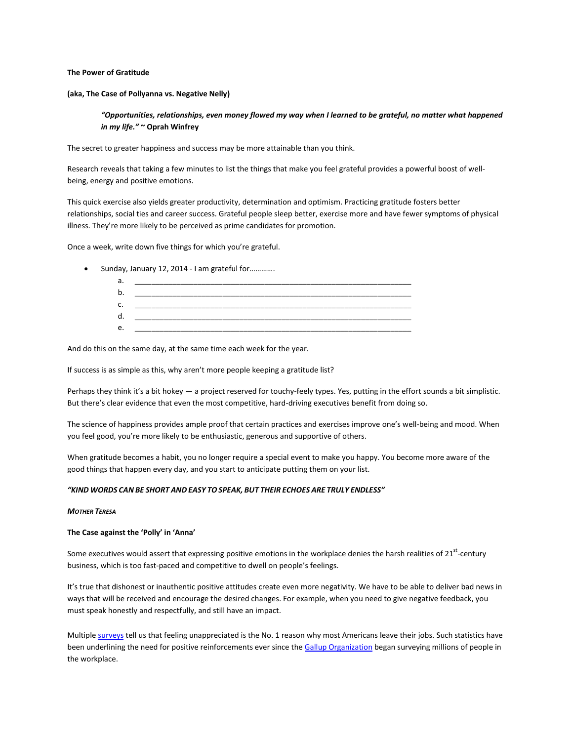**The Power of Gratitude**

**(aka, The Case of Pollyanna vs. Negative Nelly)**

> ***"Opportunities, relationships, even money flowed my way when I learned to be grateful, no matter what happened in my life."*** **~ Oprah Winfrey**

The secret to greater happiness and success may be more attainable than you think.

Research reveals that taking a few minutes to list the things that make you feel grateful provides a powerful boost of well-being, energy and positive emotions.

This quick exercise also yields greater productivity, determination and optimism. Practicing gratitude fosters better relationships, social ties and career success. Grateful people sleep better, exercise more and have fewer symptoms of physical illness. They're more likely to be perceived as prime candidates for promotion.

Once a week, write down five things for which you're grateful.

- Sunday, January 12, 2014 - I am grateful for…………
    a. ______________________________________________________________________
    b. ______________________________________________________________________
    c. ______________________________________________________________________
    d. ______________________________________________________________________
    e. ______________________________________________________________________

And do this on the same day, at the same time each week for the year.

If success is as simple as this, why aren't more people keeping a gratitude list?

Perhaps they think it's a bit hokey — a project reserved for touchy-feely types. Yes, putting in the effort sounds a bit simplistic. But there's clear evidence that even the most competitive, hard-driving executives benefit from doing so.

The science of happiness provides ample proof that certain practices and exercises improve one's well-being and mood. When you feel good, you're more likely to be enthusiastic, generous and supportive of others.

When gratitude becomes a habit, you no longer require a special event to make you happy. You become more aware of the good things that happen every day, and you start to anticipate putting them on your list.

***"KIND WORDS CAN BE SHORT AND EASY TO SPEAK, BUT THEIR ECHOES ARE TRULY ENDLESS"***

***MOTHER TERESA***

**The Case against the 'Polly' in 'Anna'**

Some executives would assert that expressing positive emotions in the workplace denies the harsh realities of 21st-century business, which is too fast-paced and competitive to dwell on people's feelings.

It's true that dishonest or inauthentic positive attitudes create even more negativity. We have to be able to deliver bad news in ways that will be received and encourage the desired changes. For example, when you need to give negative feedback, you must speak honestly and respectfully, and still have an impact.

Multiple surveys tell us that feeling unappreciated is the No. 1 reason why most Americans leave their jobs. Such statistics have been underlining the need for positive reinforcements ever since the Gallup Organization began surveying millions of people in the workplace.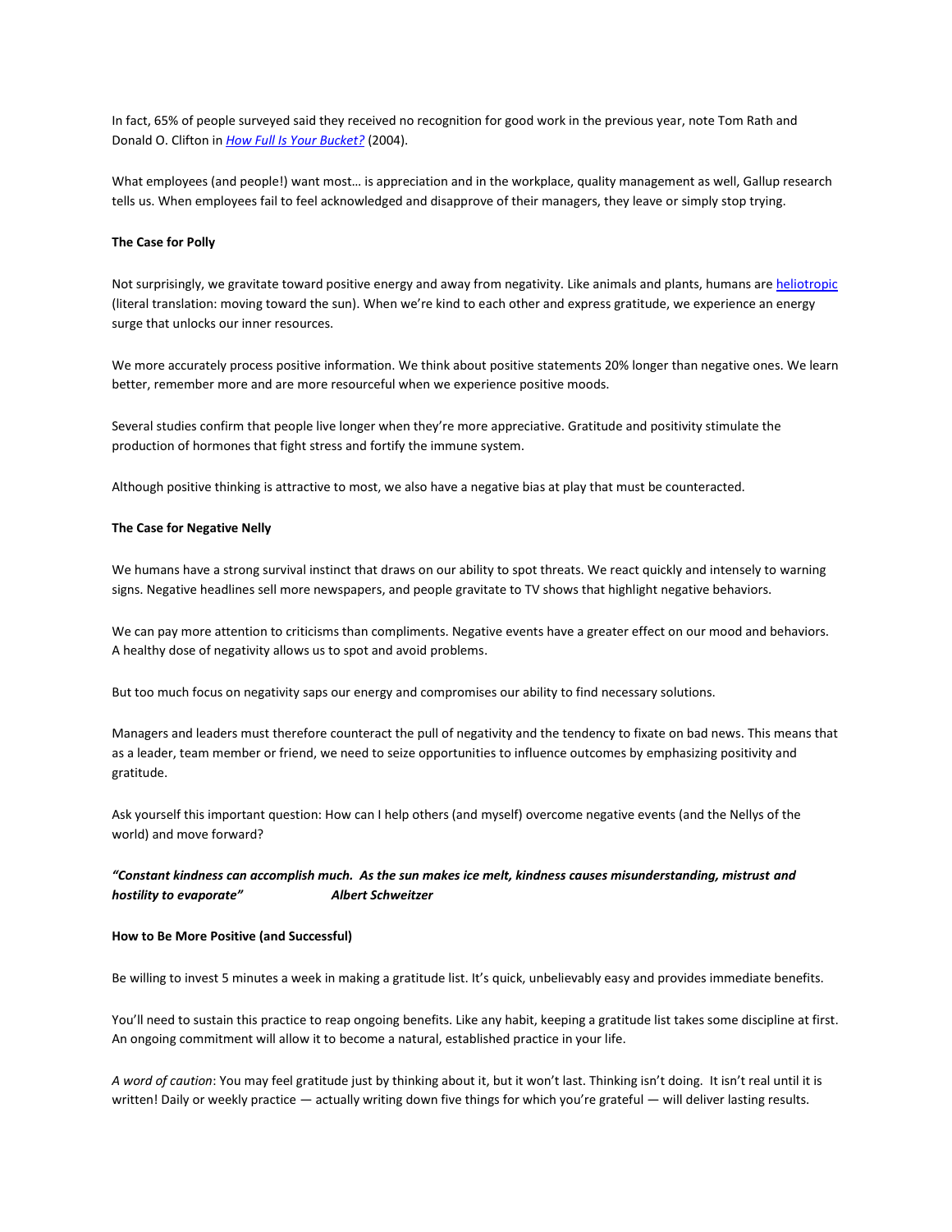In fact, 65% of people surveyed said they received no recognition for good work in the previous year, note Tom Rath and Donald O. Clifton in *How Full Is Your Bucket?* (2004).

What employees (and people!) want most… is appreciation and in the workplace, quality management as well, Gallup research tells us. When employees fail to feel acknowledged and disapprove of their managers, they leave or simply stop trying.

**The Case for Polly**

Not surprisingly, we gravitate toward positive energy and away from negativity. Like animals and plants, humans are heliotropic (literal translation: moving toward the sun). When we're kind to each other and express gratitude, we experience an energy surge that unlocks our inner resources.

We more accurately process positive information. We think about positive statements 20% longer than negative ones. We learn better, remember more and are more resourceful when we experience positive moods.

Several studies confirm that people live longer when they're more appreciative. Gratitude and positivity stimulate the production of hormones that fight stress and fortify the immune system.

Although positive thinking is attractive to most, we also have a negative bias at play that must be counteracted.

**The Case for Negative Nelly**

We humans have a strong survival instinct that draws on our ability to spot threats. We react quickly and intensely to warning signs. Negative headlines sell more newspapers, and people gravitate to TV shows that highlight negative behaviors.

We can pay more attention to criticisms than compliments. Negative events have a greater effect on our mood and behaviors. A healthy dose of negativity allows us to spot and avoid problems.

But too much focus on negativity saps our energy and compromises our ability to find necessary solutions.

Managers and leaders must therefore counteract the pull of negativity and the tendency to fixate on bad news. This means that as a leader, team member or friend, we need to seize opportunities to influence outcomes by emphasizing positivity and gratitude.

Ask yourself this important question: How can I help others (and myself) overcome negative events (and the Nellys of the world) and move forward?

***"Constant kindness can accomplish much. As the sun makes ice melt, kindness causes misunderstanding, mistrust and hostility to evaporate" Albert Schweitzer***

**How to Be More Positive (and Successful)**

Be willing to invest 5 minutes a week in making a gratitude list. It's quick, unbelievably easy and provides immediate benefits.

You'll need to sustain this practice to reap ongoing benefits. Like any habit, keeping a gratitude list takes some discipline at first. An ongoing commitment will allow it to become a natural, established practice in your life.

*A word of caution*: You may feel gratitude just by thinking about it, but it won't last. Thinking isn't doing. It isn't real until it is written! Daily or weekly practice — actually writing down five things for which you're grateful — will deliver lasting results.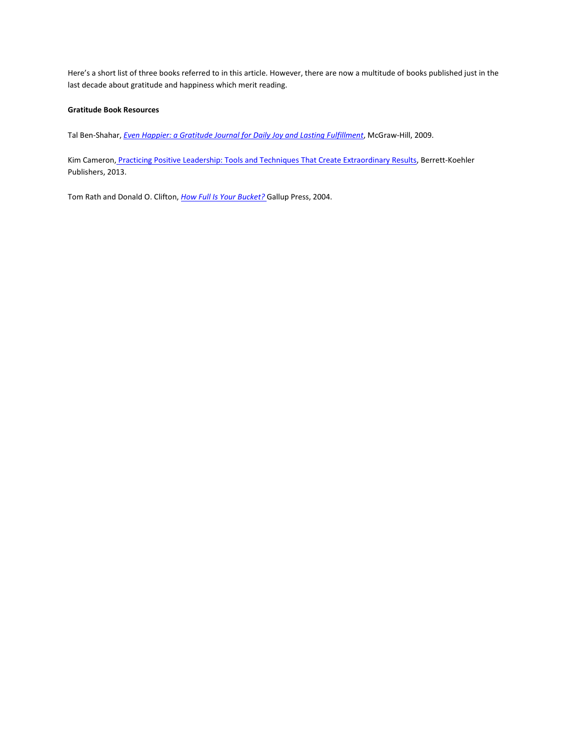Here's a short list of three books referred to in this article. However, there are now a multitude of books published just in the last decade about gratitude and happiness which merit reading.

**Gratitude Book Resources**

Tal Ben-Shahar, *Even Happier: a Gratitude Journal for Daily Joy and Lasting Fulfillment*, McGraw-Hill, 2009.

Kim Cameron, Practicing Positive Leadership: Tools and Techniques That Create Extraordinary Results, Berrett-Koehler Publishers, 2013.

Tom Rath and Donald O. Clifton, *How Full Is Your Bucket?* Gallup Press, 2004.